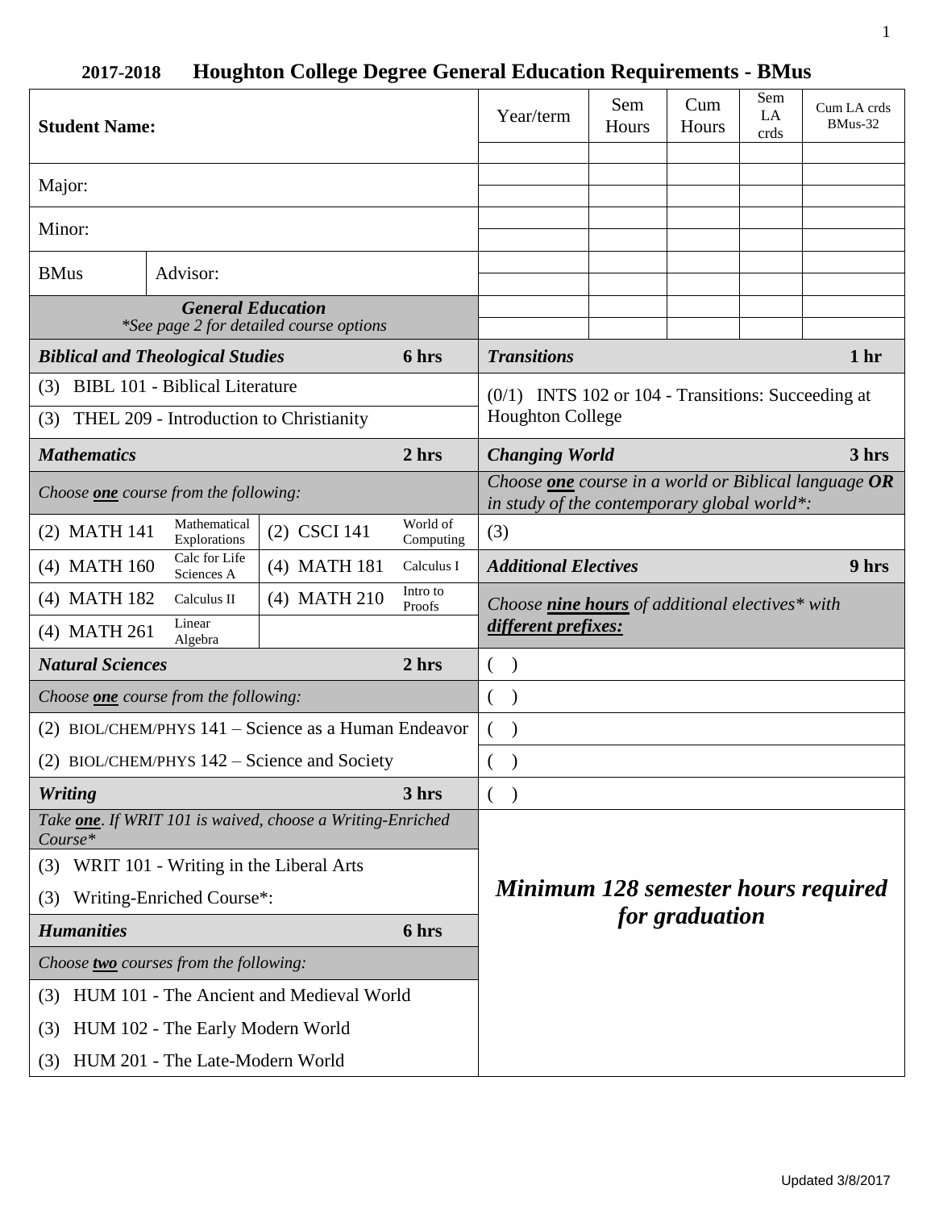# 2017-2018 Houghton College Degree General Education Requirements - BMus

| Student Name: | | Year/term | Sem Hours | Cum Hours | Sem LA crds | Cum LA crds BMus-32 |
|---|---|---|---|---|---|---|
| | | | | | | |
| Major: | | | | | | |
| | | | | | | |
| Minor: | | | | | | |
| | | | | | | |
| BMus | Advisor: | | | | | |
| | | | | | | |
| | | | | | | |
| | | | | | | |

***General Education***
**See page 2 for detailed course options*

## *Biblical and Theological Studies* — 6 hrs

- (3) BIBL 101 - Biblical Literature
- (3) THEL 209 - Introduction to Christianity

## *Mathematics* — 2 hrs

*Choose **one** course from the following:*

| Course | Title | Course | Title |
|---|---|---|---|
| (2) MATH 141 | Mathematical Explorations | (2) CSCI 141 | World of Computing |
| (4) MATH 160 | Calc for Life Sciences A | (4) MATH 181 | Calculus I |
| (4) MATH 182 | Calculus II | (4) MATH 210 | Intro to Proofs |
| (4) MATH 261 | Linear Algebra | | |

## *Natural Sciences* — 2 hrs

*Choose **one** course from the following:*

- (2) BIOL/CHEM/PHYS 141 – Science as a Human Endeavor
- (2) BIOL/CHEM/PHYS 142 – Science and Society

## *Writing* — 3 hrs

*Take **one**. If WRIT 101 is waived, choose a Writing-Enriched Course**

- (3) WRIT 101 - Writing in the Liberal Arts
- (3) Writing-Enriched Course*:

## *Humanities* — 6 hrs

*Choose **two** courses from the following:*

- (3) HUM 101 - The Ancient and Medieval World
- (3) HUM 102 - The Early Modern World
- (3) HUM 201 - The Late-Modern World

## *Transitions* — 1 hr

- (0/1) INTS 102 or 104 - Transitions: Succeeding at Houghton College

## *Changing World* — 3 hrs

*Choose **one** course in a world or Biblical language **OR** in study of the contemporary global world*:*

- (3)

## *Additional Electives* — 9 hrs

*Choose **nine hours** of additional electives* with **different prefixes:***

- ( )
- ( )
- ( )
- ( )
- ( )

***Minimum 128 semester hours required for graduation***

Updated 3/8/2017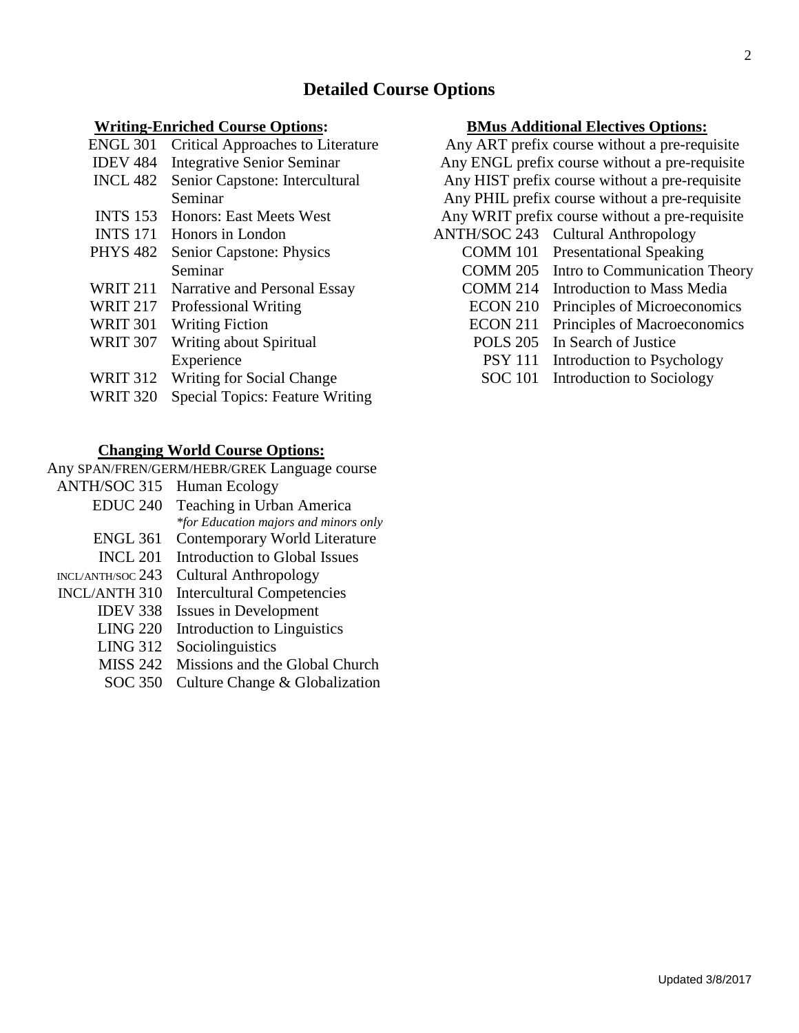# Detailed Course Options

**Writing-Enriched Course Options:**

| | |
|---|---|
| ENGL 301 | Critical Approaches to Literature |
| IDEV 484 | Integrative Senior Seminar |
| INCL 482 | Senior Capstone: Intercultural Seminar |
| INTS 153 | Honors: East Meets West |
| INTS 171 | Honors in London |
| PHYS 482 | Senior Capstone: Physics Seminar |
| WRIT 211 | Narrative and Personal Essay |
| WRIT 217 | Professional Writing |
| WRIT 301 | Writing Fiction |
| WRIT 307 | Writing about Spiritual Experience |
| WRIT 312 | Writing for Social Change |
| WRIT 320 | Special Topics: Feature Writing |

**Changing World Course Options:**

Any SPAN/FREN/GERM/HEBR/GREK Language course

| | |
|---|---|
| ANTH/SOC 315 | Human Ecology |
| EDUC 240 | Teaching in Urban America *\*for Education majors and minors only* |
| ENGL 361 | Contemporary World Literature |
| INCL 201 | Introduction to Global Issues |
| INCL/ANTH/SOC 243 | Cultural Anthropology |
| INCL/ANTH 310 | Intercultural Competencies |
| IDEV 338 | Issues in Development |
| LING 220 | Introduction to Linguistics |
| LING 312 | Sociolinguistics |
| MISS 242 | Missions and the Global Church |
| SOC 350 | Culture Change & Globalization |

**BMus Additional Electives Options:**

Any ART prefix course without a pre-requisite
Any ENGL prefix course without a pre-requisite
Any HIST prefix course without a pre-requisite
Any PHIL prefix course without a pre-requisite
Any WRIT prefix course without a pre-requisite

| | |
|---|---|
| ANTH/SOC 243 | Cultural Anthropology |
| COMM 101 | Presentational Speaking |
| COMM 205 | Intro to Communication Theory |
| COMM 214 | Introduction to Mass Media |
| ECON 210 | Principles of Microeconomics |
| ECON 211 | Principles of Macroeconomics |
| POLS 205 | In Search of Justice |
| PSY 111 | Introduction to Psychology |
| SOC 101 | Introduction to Sociology |

Updated 3/8/2017